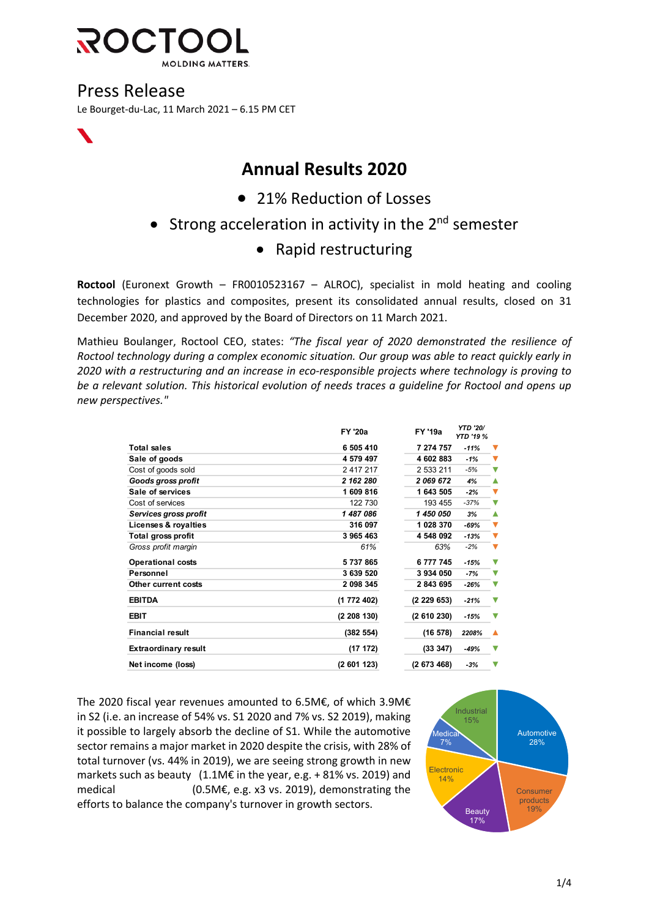# Press Release

Le Bourget-du-Lac, 11 March 2021 – 6.15 PM CET

## Annual Results 2020

- 21% Reduction of Losses
- Strong acceleration in activity in the 2nd semester
- Rapid restructuring

**Roctool** (Euronext Growth – FR0010523167 – ALROC), specialist in mold heating and cooling technologies for plastics and composites, present its consolidated annual results, closed on 31 December 2020, and approved by the Board of Directors on 11 March 2021.

Mathieu Boulanger, Roctool CEO, states: *"The fiscal year of 2020 demonstrated the resilience of Roctool technology during a complex economic situation. Our group was able to react quickly early in 2020 with a restructuring and an increase in eco-responsible projects where technology is proving to be a relevant solution. This historical evolution of needs traces a guideline for Roctool and opens up new perspectives."*

| | FY '20a | FY '19a | YTD '20/ YTD '19 % | |
|---|---|---|---|---|
| **Total sales** | **6 505 410** | **7 274 757** | *-11%* | ▼ |
| **Sale of goods** | **4 579 497** | **4 602 883** | *-1%* | ▼ |
| Cost of goods sold | 2 417 217 | 2 533 211 | -5% | ▼ |
| ***Goods gross profit*** | ***2 162 280*** | ***2 069 672*** | *4%* | ▲ |
| **Sale of services** | **1 609 816** | **1 643 505** | *-2%* | ▼ |
| Cost of services | 122 730 | 193 455 | -37% | ▼ |
| ***Services gross profit*** | ***1 487 086*** | ***1 450 050*** | *3%* | ▲ |
| **Licenses & royalties** | **316 097** | **1 028 370** | *-69%* | ▼ |
| **Total gross profit** | **3 965 463** | **4 548 092** | *-13%* | ▼ |
| *Gross profit margin* | *61%* | *63%* | -2% | ▼ |
| **Operational costs** | **5 737 865** | **6 777 745** | *-15%* | ▼ |
| **Personnel** | **3 639 520** | **3 934 050** | *-7%* | ▼ |
| **Other current costs** | **2 098 345** | **2 843 695** | *-26%* | ▼ |
| **EBITDA** | **(1 772 402)** | **(2 229 653)** | *-21%* | ▼ |
| **EBIT** | **(2 208 130)** | **(2 610 230)** | *-15%* | ▼ |
| **Financial result** | **(382 554)** | **(16 578)** | *2208%* | ▲ |
| **Extraordinary result** | **(17 172)** | **(33 347)** | *-49%* | ▼ |
| **Net income (loss)** | **(2 601 123)** | **(2 673 468)** | *-3%* | ▼ |

The 2020 fiscal year revenues amounted to 6.5M€, of which 3.9M€ in S2 (i.e. an increase of 54% vs. S1 2020 and 7% vs. S2 2019), making it possible to largely absorb the decline of S1. While the automotive sector remains a major market in 2020 despite the crisis, with 28% of total turnover (vs. 44% in 2019), we are seeing strong growth in new markets such as beauty (1.1M€ in the year, e.g. + 81% vs. 2019) and medical (0.5M€, e.g. x3 vs. 2019), demonstrating the efforts to balance the company's turnover in growth sectors.

| Sector | Share |
|---|---|
| Automotive | 28% |
| Consumer products | 19% |
| Beauty | 17% |
| Electronic | 14% |
| Medical | 7% |
| Industrial | 15% |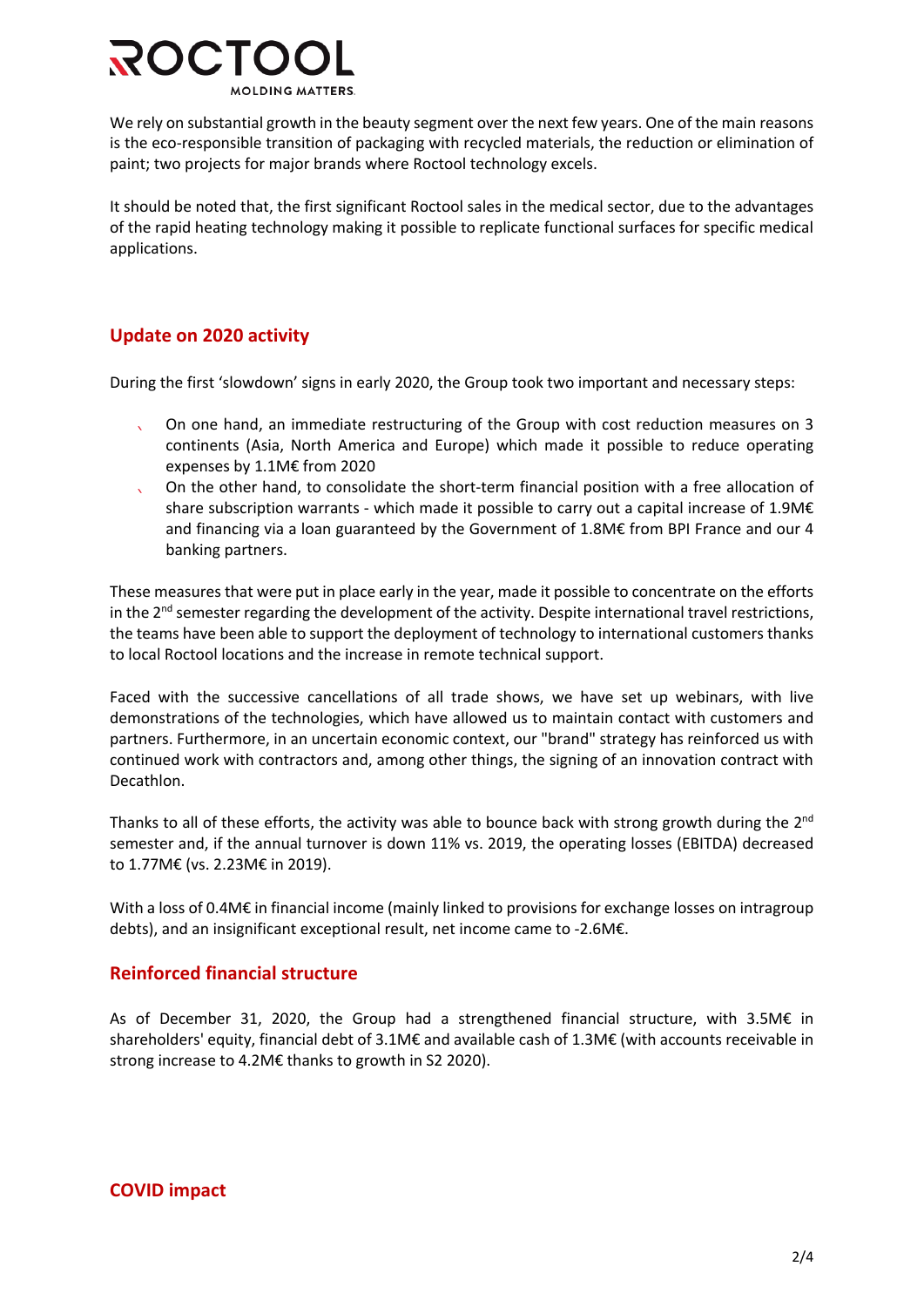We rely on substantial growth in the beauty segment over the next few years. One of the main reasons is the eco-responsible transition of packaging with recycled materials, the reduction or elimination of paint; two projects for major brands where Roctool technology excels.

It should be noted that, the first significant Roctool sales in the medical sector, due to the advantages of the rapid heating technology making it possible to replicate functional surfaces for specific medical applications.

## Update on 2020 activity

During the first 'slowdown' signs in early 2020, the Group took two important and necessary steps:

- On one hand, an immediate restructuring of the Group with cost reduction measures on 3 continents (Asia, North America and Europe) which made it possible to reduce operating expenses by 1.1M€ from 2020
- On the other hand, to consolidate the short-term financial position with a free allocation of share subscription warrants - which made it possible to carry out a capital increase of 1.9M€ and financing via a loan guaranteed by the Government of 1.8M€ from BPI France and our 4 banking partners.

These measures that were put in place early in the year, made it possible to concentrate on the efforts in the 2nd semester regarding the development of the activity. Despite international travel restrictions, the teams have been able to support the deployment of technology to international customers thanks to local Roctool locations and the increase in remote technical support.

Faced with the successive cancellations of all trade shows, we have set up webinars, with live demonstrations of the technologies, which have allowed us to maintain contact with customers and partners. Furthermore, in an uncertain economic context, our "brand" strategy has reinforced us with continued work with contractors and, among other things, the signing of an innovation contract with Decathlon.

Thanks to all of these efforts, the activity was able to bounce back with strong growth during the 2nd semester and, if the annual turnover is down 11% vs. 2019, the operating losses (EBITDA) decreased to 1.77M€ (vs. 2.23M€ in 2019).

With a loss of 0.4M€ in financial income (mainly linked to provisions for exchange losses on intragroup debts), and an insignificant exceptional result, net income came to -2.6M€.

## Reinforced financial structure

As of December 31, 2020, the Group had a strengthened financial structure, with 3.5M€ in shareholders' equity, financial debt of 3.1M€ and available cash of 1.3M€ (with accounts receivable in strong increase to 4.2M€ thanks to growth in S2 2020).

## COVID impact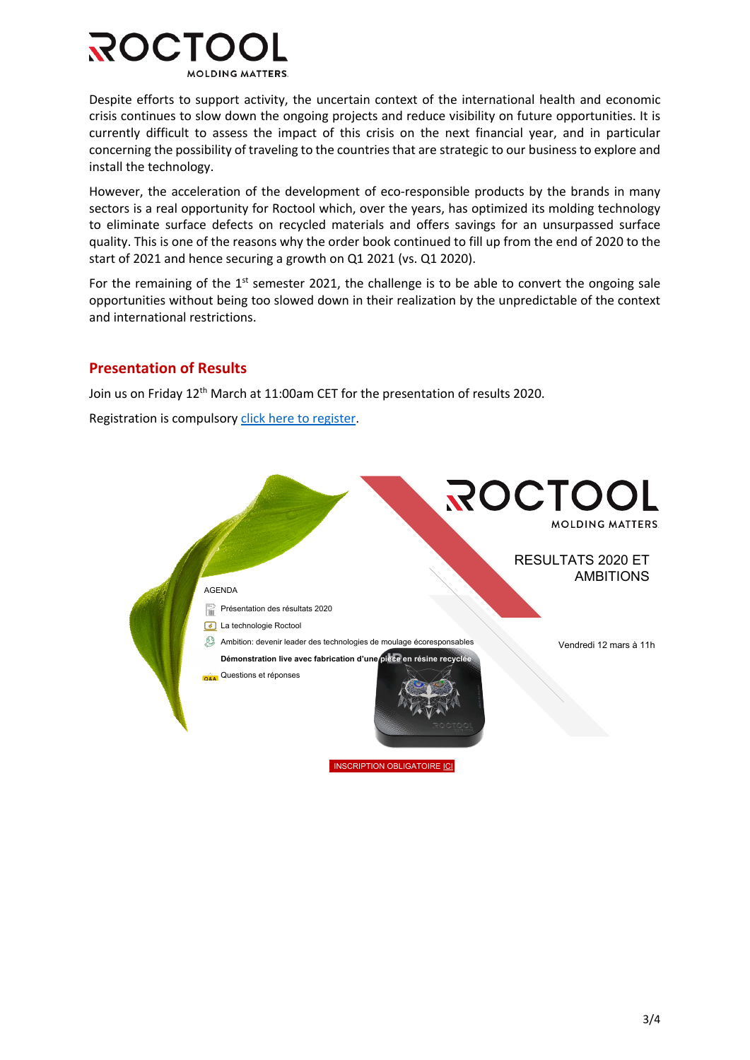Despite efforts to support activity, the uncertain context of the international health and economic crisis continues to slow down the ongoing projects and reduce visibility on future opportunities. It is currently difficult to assess the impact of this crisis on the next financial year, and in particular concerning the possibility of traveling to the countries that are strategic to our business to explore and install the technology.

However, the acceleration of the development of eco-responsible products by the brands in many sectors is a real opportunity for Roctool which, over the years, has optimized its molding technology to eliminate surface defects on recycled materials and offers savings for an unsurpassed surface quality. This is one of the reasons why the order book continued to fill up from the end of 2020 to the start of 2021 and hence securing a growth on Q1 2021 (vs. Q1 2020).

For the remaining of the 1st semester 2021, the challenge is to be able to convert the ongoing sale opportunities without being too slowed down in their realization by the unpredictable of the context and international restrictions.

## Presentation of Results

Join us on Friday 12th March at 11:00am CET for the presentation of results 2020.

Registration is compulsory click here to register.

ROCTOOL
MOLDING MATTERS

RESULTATS 2020 ET AMBITIONS

AGENDA

- Présentation des résultats 2020
- La technologie Roctool
- Ambition: devenir leader des technologies de moulage écoresponsables
- **Démonstration live avec fabrication d'une pièce en résine recyclée**
- Questions et réponses

Vendredi 12 mars à 11h

INSCRIPTION OBLIGATOIRE ICI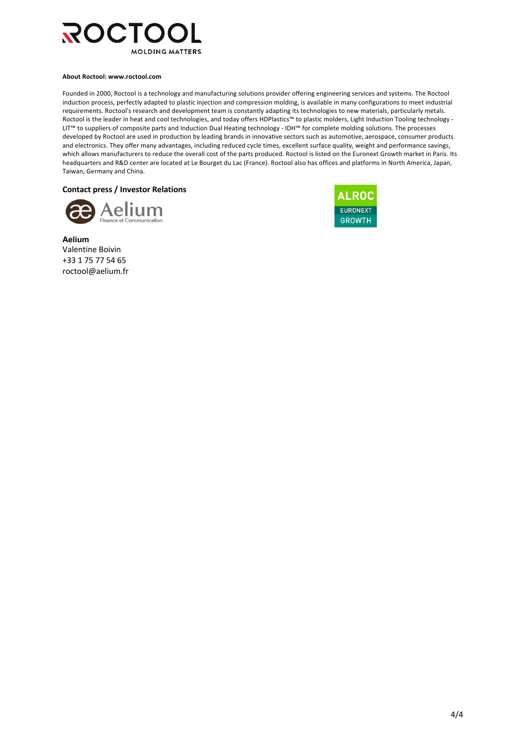**About Roctool: www.roctool.com**

Founded in 2000, Roctool is a technology and manufacturing solutions provider offering engineering services and systems. The Roctool induction process, perfectly adapted to plastic injection and compression molding, is available in many configurations to meet industrial requirements. Roctool's research and development team is constantly adapting its technologies to new materials, particularly metals. Roctool is the leader in heat and cool technologies, and today offers HDPlastics™ to plastic molders, Light Induction Tooling technology - LIT™ to suppliers of composite parts and Induction Dual Heating technology - IDH™ for complete molding solutions. The processes developed by Roctool are used in production by leading brands in innovative sectors such as automotive, aerospace, consumer products and electronics. They offer many advantages, including reduced cycle times, excellent surface quality, weight and performance savings, which allows manufacturers to reduce the overall cost of the parts produced. Roctool is listed on the Euronext Growth market in Paris. Its headquarters and R&D center are located at Le Bourget du Lac (France). Roctool also has offices and platforms in North America, Japan, Taiwan, Germany and China.

**Contact press / Investor Relations**

ALROC
EURONEXT GROWTH

**Aelium**
Valentine Boivin
+33 1 75 77 54 65
roctool@aelium.fr